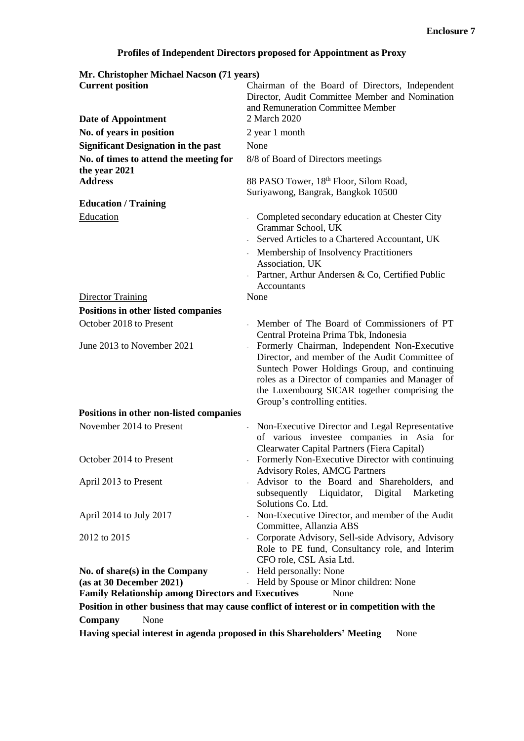**Enclosure 7**

# Profiles of Independent Directors proposed for Appointment as Proxy

## Mr. Christopher Michael Nacson (71 years)

**Current position** Chairman of the Board of Directors, Independent Director, Audit Committee Member and Nomination and Remuneration Committee Member

**Date of Appointment** 2 March 2020

**No. of years in position** 2 year 1 month

**Significant Designation in the past** None

**No. of times to attend the meeting for the year 2021** 8/8 of Board of Directors meetings

**Address** 88 PASO Tower, 18th Floor, Silom Road, Suriyawong, Bangrak, Bangkok 10500

**Education / Training**

Education

- Completed secondary education at Chester City Grammar School, UK
- Served Articles to a Chartered Accountant, UK
- Membership of Insolvency Practitioners Association, UK
- Partner, Arthur Andersen & Co, Certified Public Accountants

Director Training None

**Positions in other listed companies**

October 2018 to Present
- Member of The Board of Commissioners of PT Central Proteina Prima Tbk, Indonesia

June 2013 to November 2021
- Formerly Chairman, Independent Non-Executive Director, and member of the Audit Committee of Suntech Power Holdings Group, and continuing roles as a Director of companies and Manager of the Luxembourg SICAR together comprising the Group's controlling entities.

**Positions in other non-listed companies**

November 2014 to Present
- Non-Executive Director and Legal Representative of various investee companies in Asia for Clearwater Capital Partners (Fiera Capital)

October 2014 to Present
- Formerly Non-Executive Director with continuing Advisory Roles, AMCG Partners

April 2013 to Present
- Advisor to the Board and Shareholders, and subsequently Liquidator, Digital Marketing Solutions Co. Ltd.

April 2014 to July 2017
- Non-Executive Director, and member of the Audit Committee, Allanzia ABS

2012 to 2015
- Corporate Advisory, Sell-side Advisory, Advisory Role to PE fund, Consultancy role, and Interim CFO role, CSL Asia Ltd.

**No. of share(s) in the Company (as at 30 December 2021)**
- Held personally: None
- Held by Spouse or Minor children: None

**Family Relationship among Directors and Executives** None

**Position in other business that may cause conflict of interest or in competition with the Company** None

**Having special interest in agenda proposed in this Shareholders' Meeting** None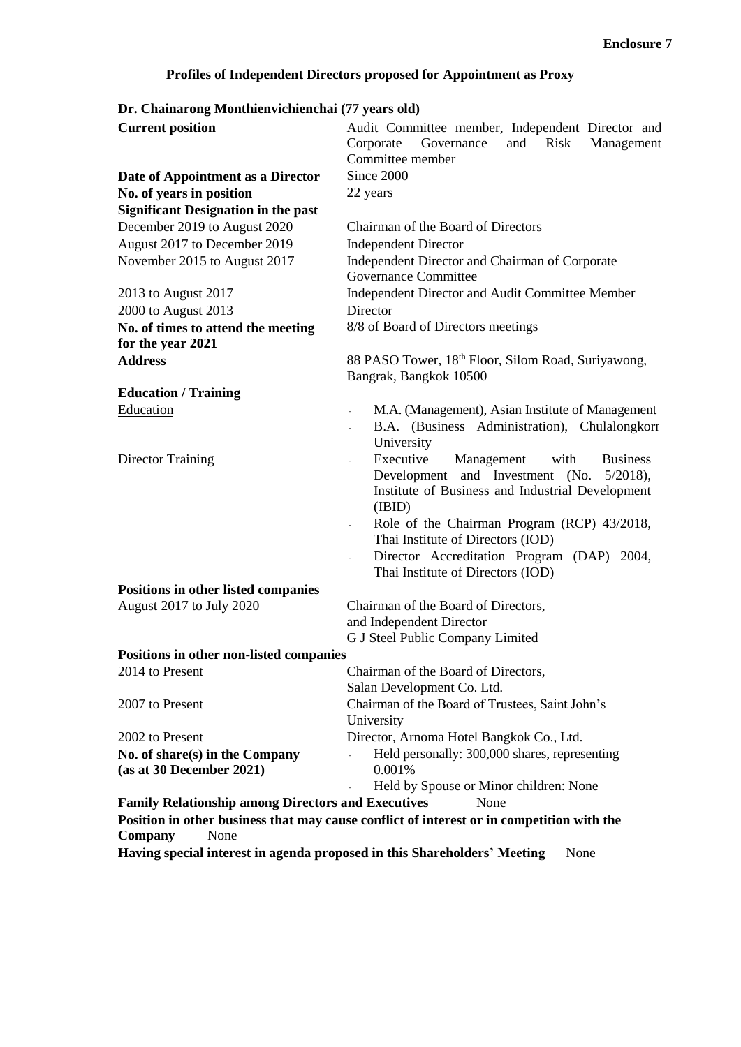**Enclosure 7**

## Profiles of Independent Directors proposed for Appointment as Proxy

### Dr. Chainarong Monthienvichienchai (77 years old)

| | |
|---|---|
| **Current position** | Audit Committee member, Independent Director and Corporate Governance and Risk Management Committee member |
| **Date of Appointment as a Director** | Since 2000 |
| **No. of years in position** | 22 years |
| **Significant Designation in the past** | |
| December 2019 to August 2020 | Chairman of the Board of Directors |
| August 2017 to December 2019 | Independent Director |
| November 2015 to August 2017 | Independent Director and Chairman of Corporate Governance Committee |
| 2013 to August 2017 | Independent Director and Audit Committee Member |
| 2000 to August 2013 | Director |
| **No. of times to attend the meeting for the year 2021** | 8/8 of Board of Directors meetings |
| **Address** | 88 PASO Tower, 18th Floor, Silom Road, Suriyawong, Bangrak, Bangkok 10500 |

**Education / Training**

Education
- M.A. (Management), Asian Institute of Management
- B.A. (Business Administration), Chulalongkorn University

Director Training
- Executive Management with Business Development and Investment (No. 5/2018), Institute of Business and Industrial Development (IBID)
- Role of the Chairman Program (RCP) 43/2018, Thai Institute of Directors (IOD)
- Director Accreditation Program (DAP) 2004, Thai Institute of Directors (IOD)

**Positions in other listed companies**

| | |
|---|---|
| August 2017 to July 2020 | Chairman of the Board of Directors, and Independent Director<br>G J Steel Public Company Limited |

**Positions in other non-listed companies**

| | |
|---|---|
| 2014 to Present | Chairman of the Board of Directors, Salan Development Co. Ltd. |
| 2007 to Present | Chairman of the Board of Trustees, Saint John's University |
| 2002 to Present | Director, Arnoma Hotel Bangkok Co., Ltd. |

**No. of share(s) in the Company (as at 30 December 2021)**
- Held personally: 300,000 shares, representing 0.001%
- Held by Spouse or Minor children: None

**Family Relationship among Directors and Executives** None

**Position in other business that may cause conflict of interest or in competition with the Company** None

**Having special interest in agenda proposed in this Shareholders' Meeting** None